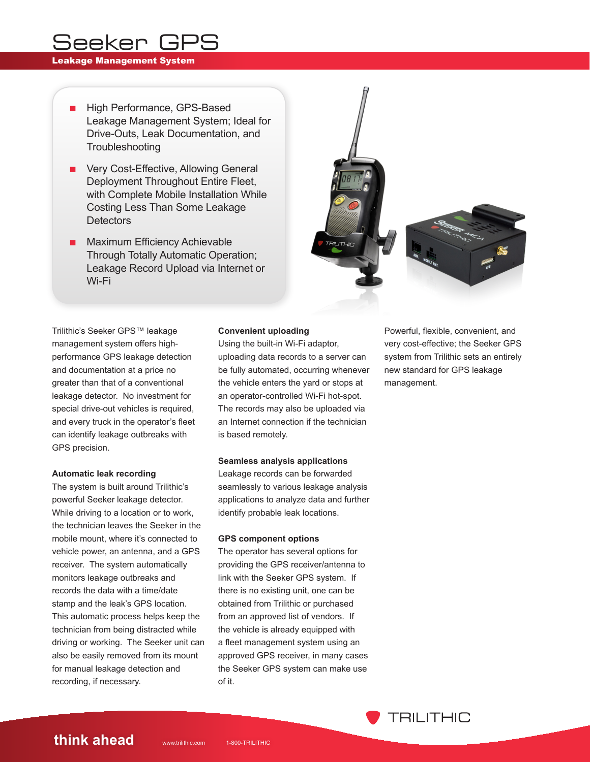# Seeker GPS

**Leakage Management System**

- High Performance, GPS-Based Leakage Management System; Ideal for Drive-Outs, Leak Documentation, and Troubleshooting
- Very Cost-Effective, Allowing General Deployment Throughout Entire Fleet, with Complete Mobile Installation While Costing Less Than Some Leakage Detectors
- Maximum Efficiency Achievable Through Totally Automatic Operation; Leakage Record Upload via Internet or Wi-Fi

Trilithic's Seeker GPS™ leakage management system offers high-performance GPS leakage detection and documentation at a price no greater than that of a conventional leakage detector. No investment for special drive-out vehicles is required, and every truck in the operator's fleet can identify leakage outbreaks with GPS precision.

### Automatic leak recording

The system is built around Trilithic's powerful Seeker leakage detector. While driving to a location or to work, the technician leaves the Seeker in the mobile mount, where it's connected to vehicle power, an antenna, and a GPS receiver. The system automatically monitors leakage outbreaks and records the data with a time/date stamp and the leak's GPS location. This automatic process helps keep the technician from being distracted while driving or working. The Seeker unit can also be easily removed from its mount for manual leakage detection and recording, if necessary.

### Convenient uploading

Using the built-in Wi-Fi adaptor, uploading data records to a server can be fully automated, occurring whenever the vehicle enters the yard or stops at an operator-controlled Wi-Fi hot-spot. The records may also be uploaded via an Internet connection if the technician is based remotely.

### Seamless analysis applications

Leakage records can be forwarded seamlessly to various leakage analysis applications to analyze data and further identify probable leak locations.

### GPS component options

The operator has several options for providing the GPS receiver/antenna to link with the Seeker GPS system. If there is no existing unit, one can be obtained from Trilithic or purchased from an approved list of vendors. If the vehicle is already equipped with a fleet management system using an approved GPS receiver, in many cases the Seeker GPS system can make use of it.

Powerful, flexible, convenient, and very cost-effective; the Seeker GPS system from Trilithic sets an entirely new standard for GPS leakage management.

TRILITHIC

**think ahead** www.trilithic.com 1-800-TRILITHIC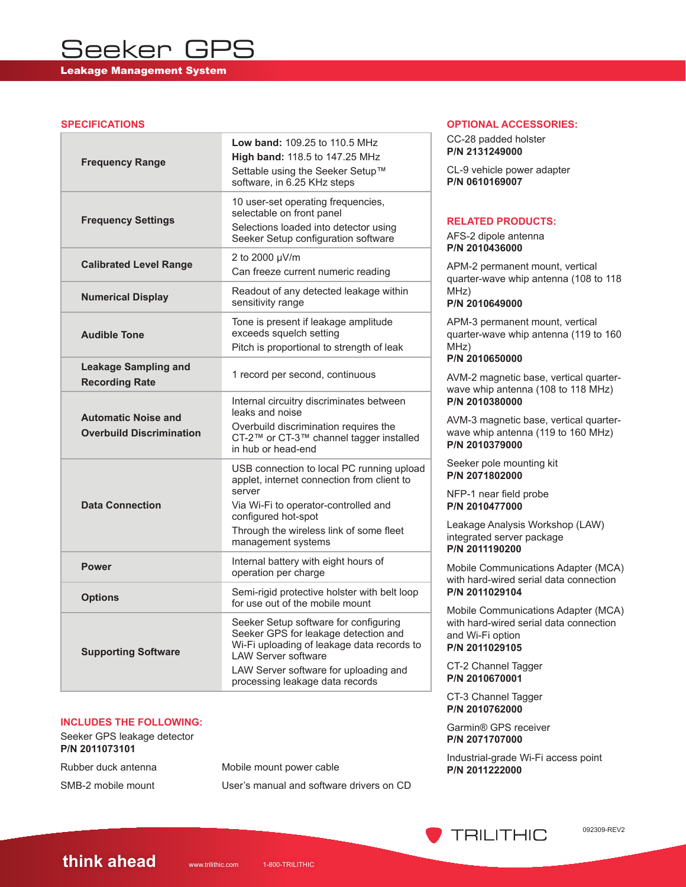# Seeker GPS

**Leakage Management System**

## SPECIFICATIONS

| | |
|---|---|
| **Frequency Range** | **Low band:** 109.25 to 110.5 MHz<br>**High band:** 118.5 to 147.25 MHz<br>Settable using the Seeker Setup™ software, in 6.25 KHz steps |
| **Frequency Settings** | 10 user-set operating frequencies, selectable on front panel<br>Selections loaded into detector using Seeker Setup configuration software |
| **Calibrated Level Range** | 2 to 2000 µV/m<br>Can freeze current numeric reading |
| **Numerical Display** | Readout of any detected leakage within sensitivity range |
| **Audible Tone** | Tone is present if leakage amplitude exceeds squelch setting<br>Pitch is proportional to strength of leak |
| **Leakage Sampling and Recording Rate** | 1 record per second, continuous |
| **Automatic Noise and Overbuild Discrimination** | Internal circuitry discriminates between leaks and noise<br>Overbuild discrimination requires the CT-2™ or CT-3™ channel tagger installed in hub or head-end |
| **Data Connection** | USB connection to local PC running upload applet, internet connection from client to server<br>Via Wi-Fi to operator-controlled and configured hot-spot<br>Through the wireless link of some fleet management systems |
| **Power** | Internal battery with eight hours of operation per charge |
| **Options** | Semi-rigid protective holster with belt loop for use out of the mobile mount |
| **Supporting Software** | Seeker Setup software for configuring Seeker GPS for leakage detection and Wi-Fi uploading of leakage data records to LAW Server software<br>LAW Server software for uploading and processing leakage data records |

## INCLUDES THE FOLLOWING:

Seeker GPS leakage detector
**P/N 2011073101**

Rubber duck antenna

SMB-2 mobile mount

Mobile mount power cable

User's manual and software drivers on CD

## OPTIONAL ACCESSORIES:

CC-28 padded holster
**P/N 2131249000**

CL-9 vehicle power adapter
**P/N 0610169007**

## RELATED PRODUCTS:

AFS-2 dipole antenna
**P/N 2010436000**

APM-2 permanent mount, vertical quarter-wave whip antenna (108 to 118 MHz)
**P/N 2010649000**

APM-3 permanent mount, vertical quarter-wave whip antenna (119 to 160 MHz)
**P/N 2010650000**

AVM-2 magnetic base, vertical quarter-wave whip antenna (108 to 118 MHz)
**P/N 2010380000**

AVM-3 magnetic base, vertical quarter-wave whip antenna (119 to 160 MHz)
**P/N 2010379000**

Seeker pole mounting kit
**P/N 2071802000**

NFP-1 near field probe
**P/N 2010477000**

Leakage Analysis Workshop (LAW) integrated server package
**P/N 2011190200**

Mobile Communications Adapter (MCA) with hard-wired serial data connection
**P/N 2011029104**

Mobile Communications Adapter (MCA) with hard-wired serial data connection and Wi-Fi option
**P/N 2011029105**

CT-2 Channel Tagger
**P/N 2010670001**

CT-3 Channel Tagger
**P/N 2010762000**

Garmin® GPS receiver
**P/N 2071707000**

Industrial-grade Wi-Fi access point
**P/N 2011222000**

TRILITHIC

092309-REV2

**think ahead** www.trilithic.com 1-800-TRILITHIC